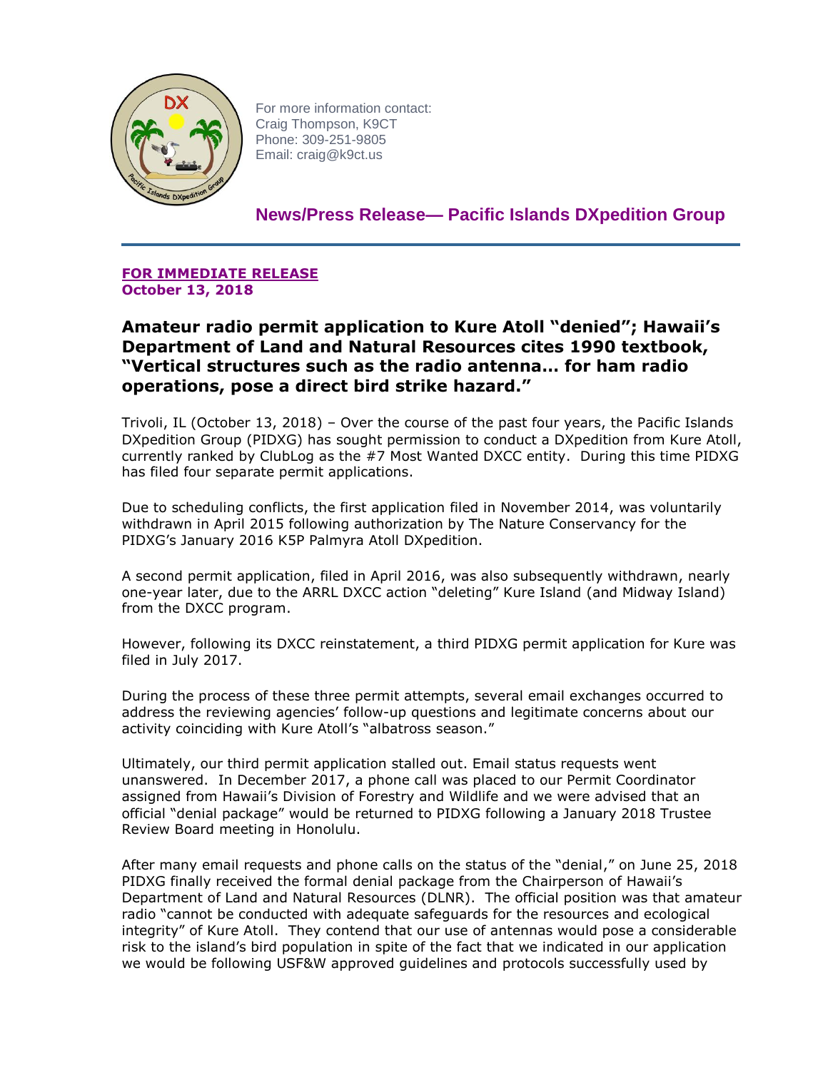For more information contact:
Craig Thompson, K9CT
Phone: 309-251-9805
Email: craig@k9ct.us

## News/Press Release— Pacific Islands DXpedition Group

**FOR IMMEDIATE RELEASE**
**October 13, 2018**

### Amateur radio permit application to Kure Atoll "denied"; Hawaii's Department of Land and Natural Resources cites 1990 textbook, "Vertical structures such as the radio antenna… for ham radio operations, pose a direct bird strike hazard."

Trivoli, IL (October 13, 2018) – Over the course of the past four years, the Pacific Islands DXpedition Group (PIDXG) has sought permission to conduct a DXpedition from Kure Atoll, currently ranked by ClubLog as the #7 Most Wanted DXCC entity. During this time PIDXG has filed four separate permit applications.

Due to scheduling conflicts, the first application filed in November 2014, was voluntarily withdrawn in April 2015 following authorization by The Nature Conservancy for the PIDXG's January 2016 K5P Palmyra Atoll DXpedition.

A second permit application, filed in April 2016, was also subsequently withdrawn, nearly one-year later, due to the ARRL DXCC action "deleting" Kure Island (and Midway Island) from the DXCC program.

However, following its DXCC reinstatement, a third PIDXG permit application for Kure was filed in July 2017.

During the process of these three permit attempts, several email exchanges occurred to address the reviewing agencies' follow-up questions and legitimate concerns about our activity coinciding with Kure Atoll's "albatross season."

Ultimately, our third permit application stalled out. Email status requests went unanswered. In December 2017, a phone call was placed to our Permit Coordinator assigned from Hawaii's Division of Forestry and Wildlife and we were advised that an official "denial package" would be returned to PIDXG following a January 2018 Trustee Review Board meeting in Honolulu.

After many email requests and phone calls on the status of the "denial," on June 25, 2018 PIDXG finally received the formal denial package from the Chairperson of Hawaii's Department of Land and Natural Resources (DLNR). The official position was that amateur radio "cannot be conducted with adequate safeguards for the resources and ecological integrity" of Kure Atoll. They contend that our use of antennas would pose a considerable risk to the island's bird population in spite of the fact that we indicated in our application we would be following USF&W approved guidelines and protocols successfully used by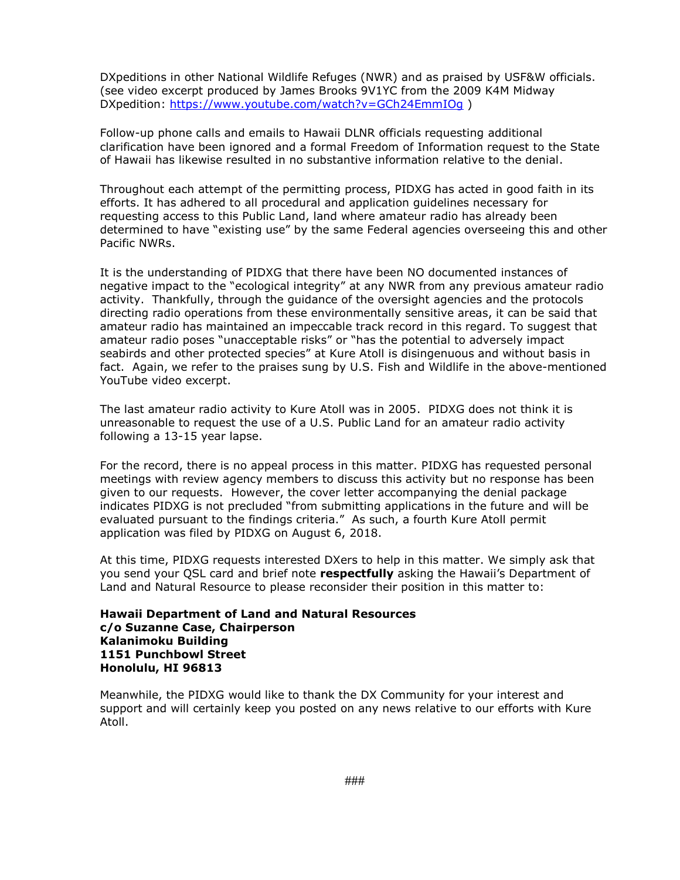DXpeditions in other National Wildlife Refuges (NWR) and as praised by USF&W officials. (see video excerpt produced by James Brooks 9V1YC from the 2009 K4M Midway DXpedition: https://www.youtube.com/watch?v=GCh24EmmIOg )

Follow-up phone calls and emails to Hawaii DLNR officials requesting additional clarification have been ignored and a formal Freedom of Information request to the State of Hawaii has likewise resulted in no substantive information relative to the denial.

Throughout each attempt of the permitting process, PIDXG has acted in good faith in its efforts. It has adhered to all procedural and application guidelines necessary for requesting access to this Public Land, land where amateur radio has already been determined to have "existing use" by the same Federal agencies overseeing this and other Pacific NWRs.

It is the understanding of PIDXG that there have been NO documented instances of negative impact to the "ecological integrity" at any NWR from any previous amateur radio activity. Thankfully, through the guidance of the oversight agencies and the protocols directing radio operations from these environmentally sensitive areas, it can be said that amateur radio has maintained an impeccable track record in this regard. To suggest that amateur radio poses "unacceptable risks" or "has the potential to adversely impact seabirds and other protected species" at Kure Atoll is disingenuous and without basis in fact. Again, we refer to the praises sung by U.S. Fish and Wildlife in the above-mentioned YouTube video excerpt.

The last amateur radio activity to Kure Atoll was in 2005. PIDXG does not think it is unreasonable to request the use of a U.S. Public Land for an amateur radio activity following a 13-15 year lapse.

For the record, there is no appeal process in this matter. PIDXG has requested personal meetings with review agency members to discuss this activity but no response has been given to our requests. However, the cover letter accompanying the denial package indicates PIDXG is not precluded "from submitting applications in the future and will be evaluated pursuant to the findings criteria." As such, a fourth Kure Atoll permit application was filed by PIDXG on August 6, 2018.

At this time, PIDXG requests interested DXers to help in this matter. We simply ask that you send your QSL card and brief note **respectfully** asking the Hawaii's Department of Land and Natural Resource to please reconsider their position in this matter to:

**Hawaii Department of Land and Natural Resources**
**c/o Suzanne Case, Chairperson**
**Kalanimoku Building**
**1151 Punchbowl Street**
**Honolulu, HI 96813**

Meanwhile, the PIDXG would like to thank the DX Community for your interest and support and will certainly keep you posted on any news relative to our efforts with Kure Atoll.

###